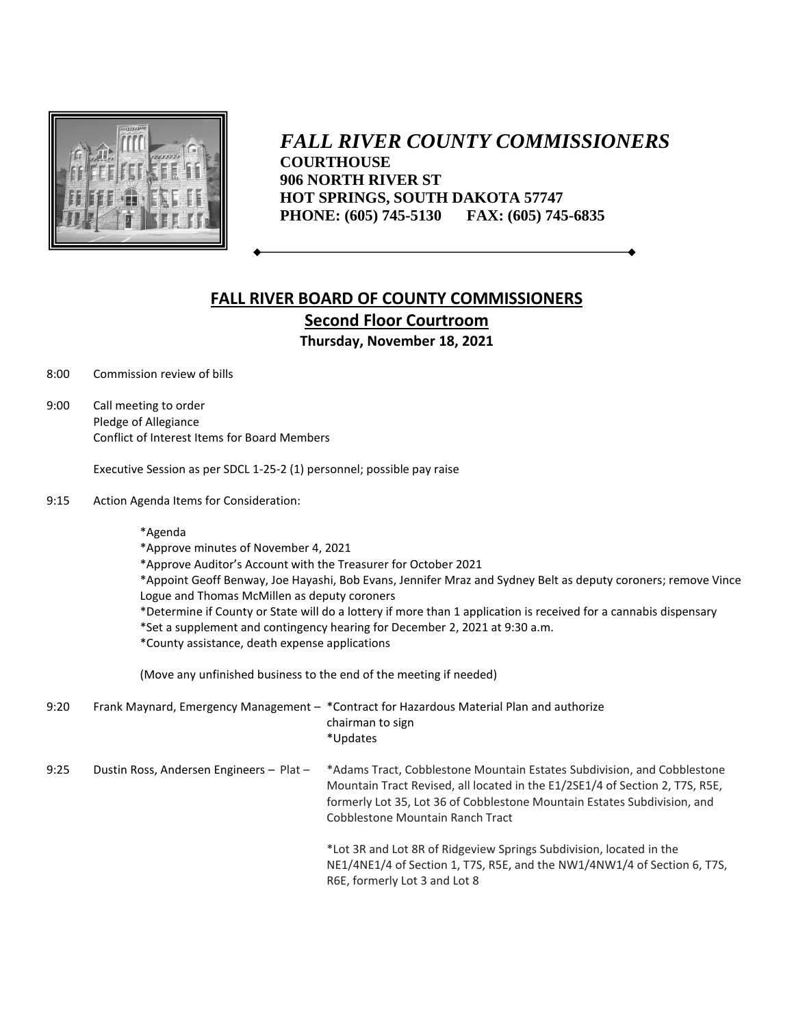# *FALL RIVER COUNTY COMMISSIONERS*

**COURTHOUSE**
**906 NORTH RIVER ST**
**HOT SPRINGS, SOUTH DAKOTA 57747**
**PHONE: (605) 745-5130 FAX: (605) 745-6835**

## FALL RIVER BOARD OF COUNTY COMMISSIONERS

### Second Floor Courtroom

**Thursday, November 18, 2021**

8:00 Commission review of bills

9:00 Call meeting to order
Pledge of Allegiance
Conflict of Interest Items for Board Members

Executive Session as per SDCL 1-25-2 (1) personnel; possible pay raise

9:15 Action Agenda Items for Consideration:

*Agenda
*Approve minutes of November 4, 2021
*Approve Auditor's Account with the Treasurer for October 2021
*Appoint Geoff Benway, Joe Hayashi, Bob Evans, Jennifer Mraz and Sydney Belt as deputy coroners; remove Vince Logue and Thomas McMillen as deputy coroners
*Determine if County or State will do a lottery if more than 1 application is received for a cannabis dispensary
*Set a supplement and contingency hearing for December 2, 2021 at 9:30 a.m.
*County assistance, death expense applications

(Move any unfinished business to the end of the meeting if needed)

9:20 Frank Maynard, Emergency Management – *Contract for Hazardous Material Plan and authorize chairman to sign
*Updates

9:25 Dustin Ross, Andersen Engineers – Plat – *Adams Tract, Cobblestone Mountain Estates Subdivision, and Cobblestone Mountain Tract Revised, all located in the E1/2SE1/4 of Section 2, T7S, R5E, formerly Lot 35, Lot 36 of Cobblestone Mountain Estates Subdivision, and Cobblestone Mountain Ranch Tract

*Lot 3R and Lot 8R of Ridgeview Springs Subdivision, located in the NE1/4NE1/4 of Section 1, T7S, R5E, and the NW1/4NW1/4 of Section 6, T7S, R6E, formerly Lot 3 and Lot 8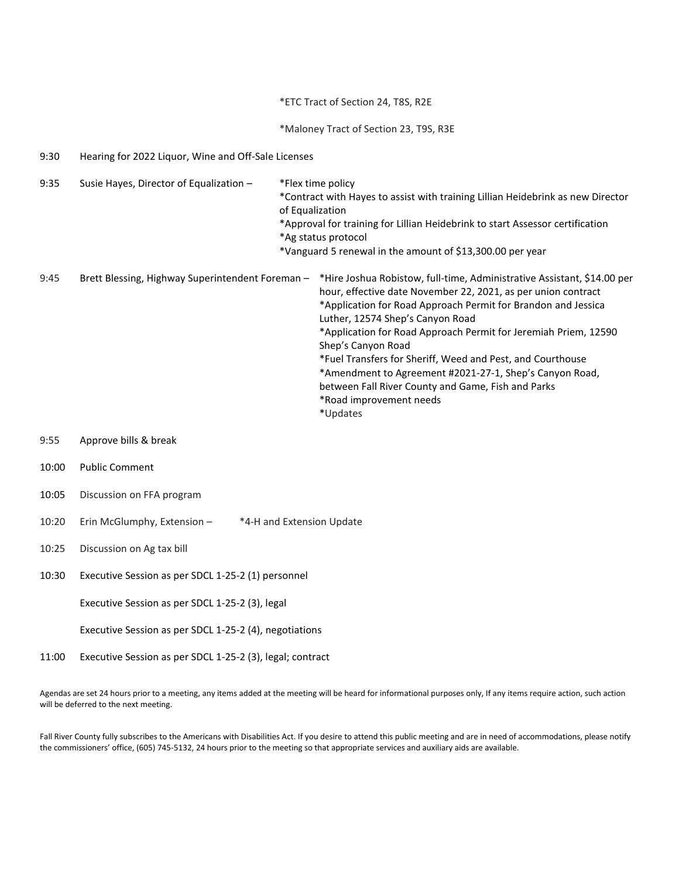*ETC Tract of Section 24, T8S, R2E

*Maloney Tract of Section 23, T9S, R3E

9:30 Hearing for 2022 Liquor, Wine and Off-Sale Licenses

9:35 Susie Hayes, Director of Equalization –
*Flex time policy
*Contract with Hayes to assist with training Lillian Heidebrink as new Director of Equalization
*Approval for training for Lillian Heidebrink to start Assessor certification
*Ag status protocol
*Vanguard 5 renewal in the amount of $13,300.00 per year

9:45 Brett Blessing, Highway Superintendent Foreman –
*Hire Joshua Robistow, full-time, Administrative Assistant, $14.00 per hour, effective date November 22, 2021, as per union contract
*Application for Road Approach Permit for Brandon and Jessica Luther, 12574 Shep's Canyon Road
*Application for Road Approach Permit for Jeremiah Priem, 12590 Shep's Canyon Road
*Fuel Transfers for Sheriff, Weed and Pest, and Courthouse
*Amendment to Agreement #2021-27-1, Shep's Canyon Road, between Fall River County and Game, Fish and Parks
*Road improvement needs
*Updates

9:55 Approve bills & break

10:00 Public Comment

10:05 Discussion on FFA program

10:20 Erin McGlumphy, Extension – *4-H and Extension Update

10:25 Discussion on Ag tax bill

10:30 Executive Session as per SDCL 1-25-2 (1) personnel

Executive Session as per SDCL 1-25-2 (3), legal

Executive Session as per SDCL 1-25-2 (4), negotiations

11:00 Executive Session as per SDCL 1-25-2 (3), legal; contract

Agendas are set 24 hours prior to a meeting, any items added at the meeting will be heard for informational purposes only, If any items require action, such action will be deferred to the next meeting.

Fall River County fully subscribes to the Americans with Disabilities Act. If you desire to attend this public meeting and are in need of accommodations, please notify the commissioners' office, (605) 745-5132, 24 hours prior to the meeting so that appropriate services and auxiliary aids are available.